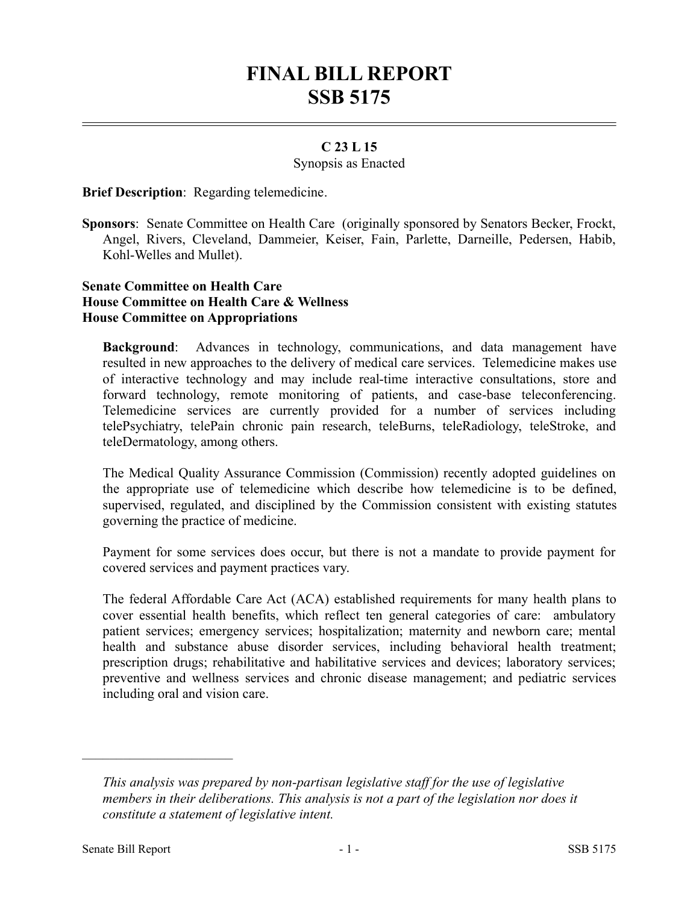# FINAL BILL REPORT
# SSB 5175

**C 23 L 15**

Synopsis as Enacted

**Brief Description**: Regarding telemedicine.

**Sponsors**: Senate Committee on Health Care (originally sponsored by Senators Becker, Frockt, Angel, Rivers, Cleveland, Dammeier, Keiser, Fain, Parlette, Darneille, Pedersen, Habib, Kohl-Welles and Mullet).

**Senate Committee on Health Care**
**House Committee on Health Care & Wellness**
**House Committee on Appropriations**

**Background**: Advances in technology, communications, and data management have resulted in new approaches to the delivery of medical care services. Telemedicine makes use of interactive technology and may include real-time interactive consultations, store and forward technology, remote monitoring of patients, and case-base teleconferencing. Telemedicine services are currently provided for a number of services including telePsychiatry, telePain chronic pain research, teleBurns, teleRadiology, teleStroke, and teleDermatology, among others.

The Medical Quality Assurance Commission (Commission) recently adopted guidelines on the appropriate use of telemedicine which describe how telemedicine is to be defined, supervised, regulated, and disciplined by the Commission consistent with existing statutes governing the practice of medicine.

Payment for some services does occur, but there is not a mandate to provide payment for covered services and payment practices vary.

The federal Affordable Care Act (ACA) established requirements for many health plans to cover essential health benefits, which reflect ten general categories of care: ambulatory patient services; emergency services; hospitalization; maternity and newborn care; mental health and substance abuse disorder services, including behavioral health treatment; prescription drugs; rehabilitative and habilitative services and devices; laboratory services; preventive and wellness services and chronic disease management; and pediatric services including oral and vision care.

---

*This analysis was prepared by non-partisan legislative staff for the use of legislative members in their deliberations. This analysis is not a part of the legislation nor does it constitute a statement of legislative intent.*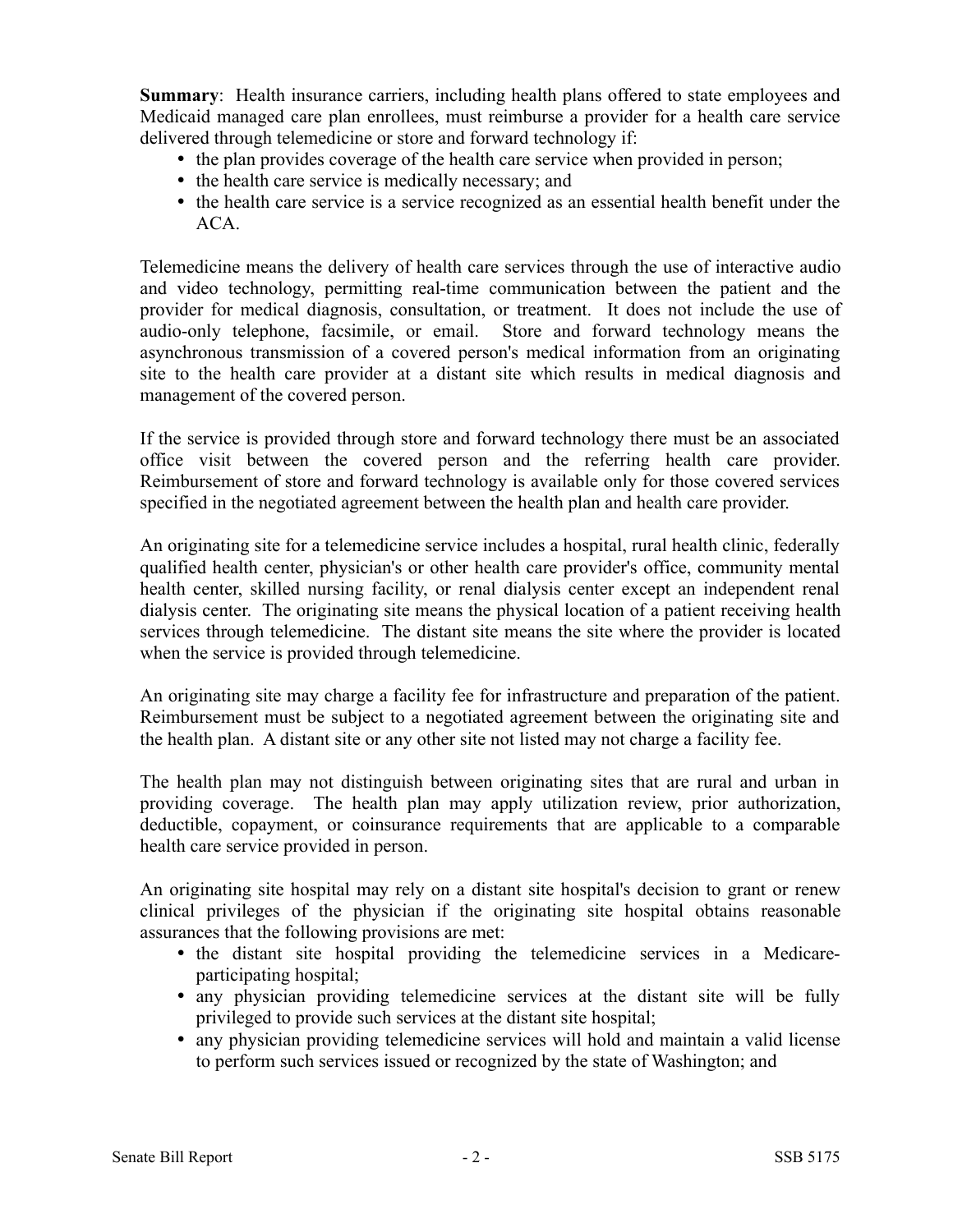**Summary**: Health insurance carriers, including health plans offered to state employees and Medicaid managed care plan enrollees, must reimburse a provider for a health care service delivered through telemedicine or store and forward technology if:

- the plan provides coverage of the health care service when provided in person;
- the health care service is medically necessary; and
- the health care service is a service recognized as an essential health benefit under the ACA.

Telemedicine means the delivery of health care services through the use of interactive audio and video technology, permitting real-time communication between the patient and the provider for medical diagnosis, consultation, or treatment. It does not include the use of audio-only telephone, facsimile, or email. Store and forward technology means the asynchronous transmission of a covered person's medical information from an originating site to the health care provider at a distant site which results in medical diagnosis and management of the covered person.

If the service is provided through store and forward technology there must be an associated office visit between the covered person and the referring health care provider. Reimbursement of store and forward technology is available only for those covered services specified in the negotiated agreement between the health plan and health care provider.

An originating site for a telemedicine service includes a hospital, rural health clinic, federally qualified health center, physician's or other health care provider's office, community mental health center, skilled nursing facility, or renal dialysis center except an independent renal dialysis center. The originating site means the physical location of a patient receiving health services through telemedicine. The distant site means the site where the provider is located when the service is provided through telemedicine.

An originating site may charge a facility fee for infrastructure and preparation of the patient. Reimbursement must be subject to a negotiated agreement between the originating site and the health plan. A distant site or any other site not listed may not charge a facility fee.

The health plan may not distinguish between originating sites that are rural and urban in providing coverage. The health plan may apply utilization review, prior authorization, deductible, copayment, or coinsurance requirements that are applicable to a comparable health care service provided in person.

An originating site hospital may rely on a distant site hospital's decision to grant or renew clinical privileges of the physician if the originating site hospital obtains reasonable assurances that the following provisions are met:

- the distant site hospital providing the telemedicine services in a Medicare-participating hospital;
- any physician providing telemedicine services at the distant site will be fully privileged to provide such services at the distant site hospital;
- any physician providing telemedicine services will hold and maintain a valid license to perform such services issued or recognized by the state of Washington; and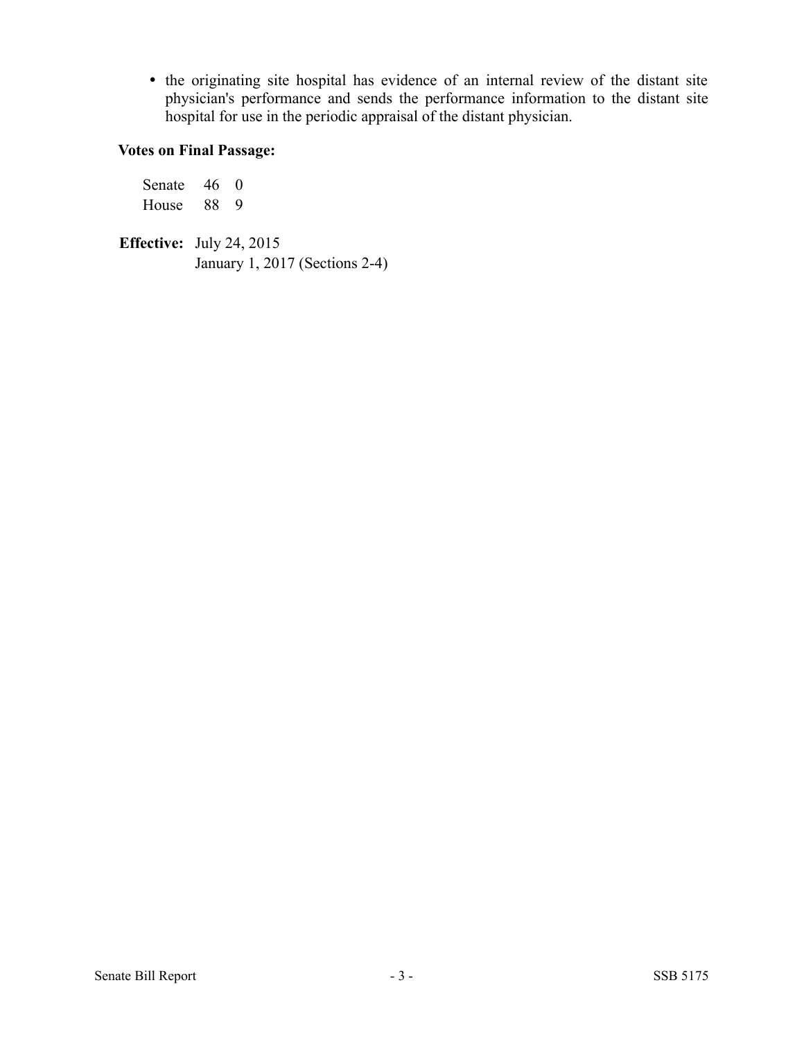- the originating site hospital has evidence of an internal review of the distant site physician's performance and sends the performance information to the distant site hospital for use in the periodic appraisal of the distant physician.

**Votes on Final Passage:**

| | | |
|---|---|---|
| Senate | 46 | 0 |
| House | 88 | 9 |

**Effective:** July 24, 2015
January 1, 2017 (Sections 2-4)